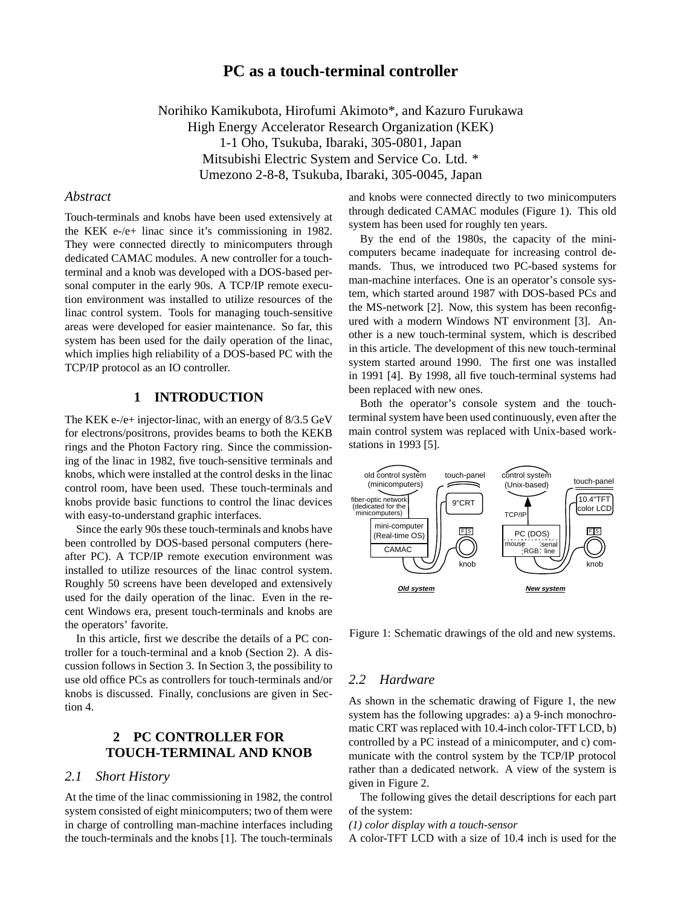# PC as a touch-terminal controller

Norihiko Kamikubota, Hirofumi Akimoto*, and Kazuro Furukawa
High Energy Accelerator Research Organization (KEK)
1-1 Oho, Tsukuba, Ibaraki, 305-0801, Japan
Mitsubishi Electric System and Service Co. Ltd. *
Umezono 2-8-8, Tsukuba, Ibaraki, 305-0045, Japan

## *Abstract*

Touch-terminals and knobs have been used extensively at the KEK e-/e+ linac since it's commissioning in 1982. They were connected directly to minicomputers through dedicated CAMAC modules. A new controller for a touch-terminal and a knob was developed with a DOS-based personal computer in the early 90s. A TCP/IP remote execution environment was installed to utilize resources of the linac control system. Tools for managing touch-sensitive areas were developed for easier maintenance. So far, this system has been used for the daily operation of the linac, which implies high reliability of a DOS-based PC with the TCP/IP protocol as an IO controller.

## 1 INTRODUCTION

The KEK e-/e+ injector-linac, with an energy of 8/3.5 GeV for electrons/positrons, provides beams to both the KEKB rings and the Photon Factory ring. Since the commissioning of the linac in 1982, five touch-sensitive terminals and knobs, which were installed at the control desks in the linac control room, have been used. These touch-terminals and knobs provide basic functions to control the linac devices with easy-to-understand graphic interfaces.

Since the early 90s these touch-terminals and knobs have been controlled by DOS-based personal computers (hereafter PC). A TCP/IP remote execution environment was installed to utilize resources of the linac control system. Roughly 50 screens have been developed and extensively used for the daily operation of the linac. Even in the recent Windows era, present touch-terminals and knobs are the operators' favorite.

In this article, first we describe the details of a PC controller for a touch-terminal and a knob (Section 2). A discussion follows in Section 3. In Section 3, the possibility to use old office PCs as controllers for touch-terminals and/or knobs is discussed. Finally, conclusions are given in Section 4.

## 2 PC CONTROLLER FOR TOUCH-TERMINAL AND KNOB

### *2.1 Short History*

At the time of the linac commissioning in 1982, the control system consisted of eight minicomputers; two of them were in charge of controlling man-machine interfaces including the touch-terminals and the knobs [1]. The touch-terminals and knobs were connected directly to two minicomputers through dedicated CAMAC modules (Figure 1). This old system has been used for roughly ten years.

By the end of the 1980s, the capacity of the minicomputers became inadequate for increasing control demands. Thus, we introduced two PC-based systems for man-machine interfaces. One is an operator's console system, which started around 1987 with DOS-based PCs and the MS-network [2]. Now, this system has been reconfigured with a modern Windows NT environment [3]. Another is a new touch-terminal system, which is described in this article. The development of this new touch-terminal system started around 1990. The first one was installed in 1991 [4]. By 1998, all five touch-terminal systems had been replaced with new ones.

Both the operator's console system and the touch-terminal system have been used continuously, even after the main control system was replaced with Unix-based workstations in 1993 [5].

Figure 1: Schematic drawings of the old and new systems.

### *2.2 Hardware*

As shown in the schematic drawing of Figure 1, the new system has the following upgrades: a) a 9-inch monochromatic CRT was replaced with 10.4-inch color-TFT LCD, b) controlled by a PC instead of a minicomputer, and c) communicate with the control system by the TCP/IP protocol rather than a dedicated network. A view of the system is given in Figure 2.

The following gives the detail descriptions for each part of the system:

*(1) color display with a touch-sensor*

A color-TFT LCD with a size of 10.4 inch is used for the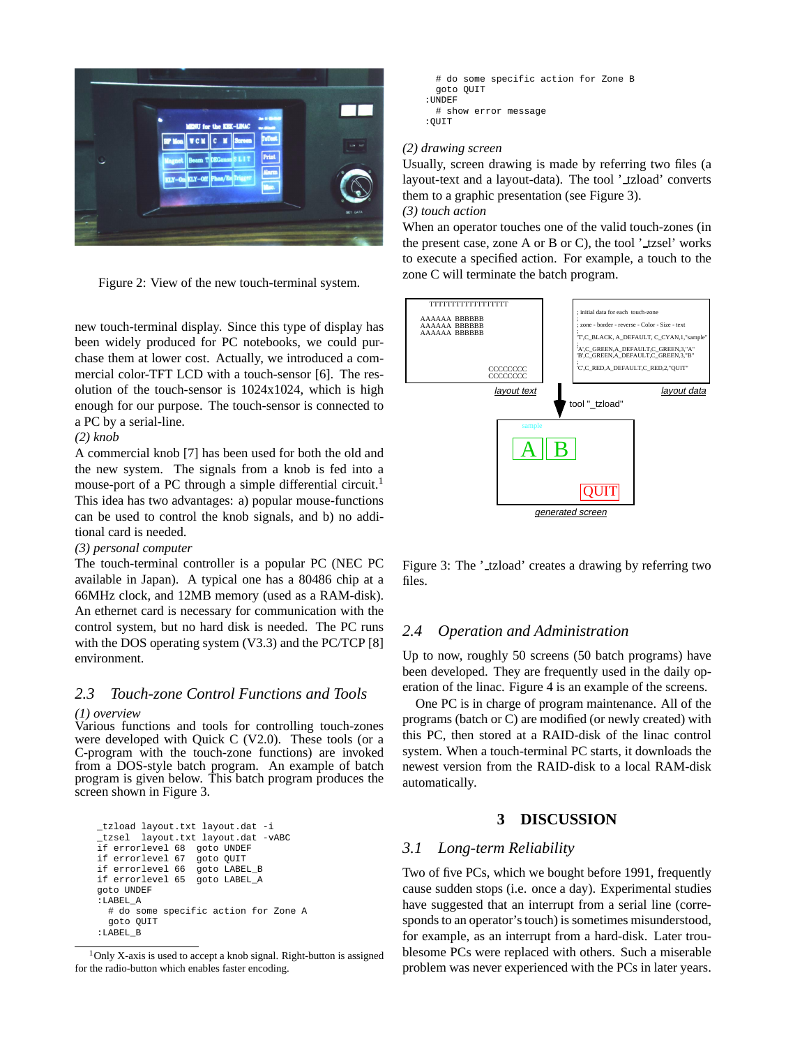Figure 2: View of the new touch-terminal system.

new touch-terminal display. Since this type of display has been widely produced for PC notebooks, we could purchase them at lower cost. Actually, we introduced a commercial color-TFT LCD with a touch-sensor [6]. The resolution of the touch-sensor is 1024x1024, which is high enough for our purpose. The touch-sensor is connected to a PC by a serial-line.

*(2) knob*

A commercial knob [7] has been used for both the old and the new system. The signals from a knob is fed into a mouse-port of a PC through a simple differential circuit.[1] This idea has two advantages: a) popular mouse-functions can be used to control the knob signals, and b) no additional card is needed.

*(3) personal computer*

The touch-terminal controller is a popular PC (NEC PC available in Japan). A typical one has a 80486 chip at a 66MHz clock, and 12MB memory (used as a RAM-disk). An ethernet card is necessary for communication with the control system, but no hard disk is needed. The PC runs with the DOS operating system (V3.3) and the PC/TCP [8] environment.

## 2.3 Touch-zone Control Functions and Tools

*(1) overview*

Various functions and tools for controlling touch-zones were developed with Quick C (V2.0). These tools (or a C-program with the touch-zone functions) are invoked from a DOS-style batch program. An example of batch program is given below. This batch program produces the screen shown in Figure 3.

```
_tzload layout.txt layout.dat -i
_tzsel  layout.txt layout.dat -vABC
if errorlevel 68  goto UNDEF
if errorlevel 67  goto QUIT
if errorlevel 66  goto LABEL_B
if errorlevel 65  goto LABEL_A
goto UNDEF
:LABEL_A
  # do some specific action for Zone A
  goto QUIT
:LABEL_B
  # do some specific action for Zone B
  goto QUIT
:UNDEF
  # show error message
:QUIT
```

[1] Only X-axis is used to accept a knob signal. Right-button is assigned for the radio-button which enables faster encoding.

*(2) drawing screen*

Usually, screen drawing is made by referring two files (a layout-text and a layout-data). The tool '_tzload' converts them to a graphic presentation (see Figure 3).

*(3) touch action*

When an operator touches one of the valid touch-zones (in the present case, zone A or B or C), the tool '_tzsel' works to execute a specified action. For example, a touch to the zone C will terminate the batch program.

Figure 3: The '_tzload' creates a drawing by referring two files.

## 2.4 Operation and Administration

Up to now, roughly 50 screens (50 batch programs) have been developed. They are frequently used in the daily operation of the linac. Figure 4 is an example of the screens.

One PC is in charge of program maintenance. All of the programs (batch or C) are modified (or newly created) with this PC, then stored at a RAID-disk of the linac control system. When a touch-terminal PC starts, it downloads the newest version from the RAID-disk to a local RAM-disk automatically.

# 3 DISCUSSION

## 3.1 Long-term Reliability

Two of five PCs, which we bought before 1991, frequently cause sudden stops (i.e. once a day). Experimental studies have suggested that an interrupt from a serial line (corresponds to an operator's touch) is sometimes misunderstood, for example, as an interrupt from a hard-disk. Later troublesome PCs were replaced with others. Such a miserable problem was never experienced with the PCs in later years.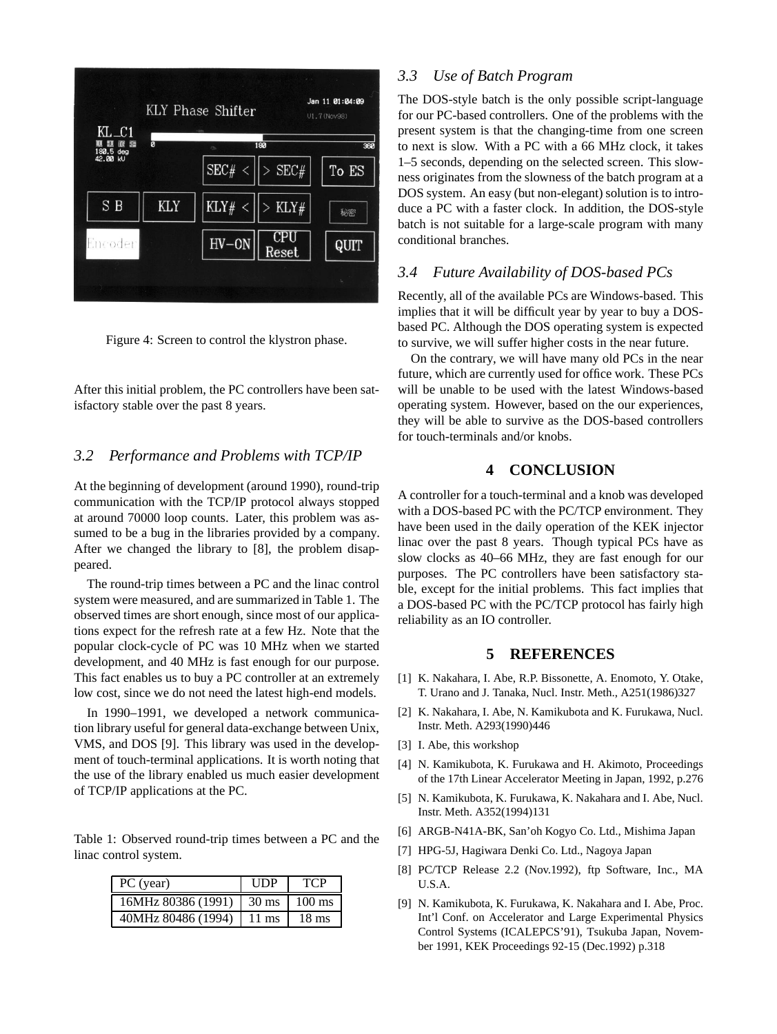Figure 4: Screen to control the klystron phase.

After this initial problem, the PC controllers have been satisfactory stable over the past 8 years.

### 3.2 Performance and Problems with TCP/IP

At the beginning of development (around 1990), round-trip communication with the TCP/IP protocol always stopped at around 70000 loop counts. Later, this problem was assumed to be a bug in the libraries provided by a company. After we changed the library to [8], the problem disappeared.

The round-trip times between a PC and the linac control system were measured, and are summarized in Table 1. The observed times are short enough, since most of our applications expect for the refresh rate at a few Hz. Note that the popular clock-cycle of PC was 10 MHz when we started development, and 40 MHz is fast enough for our purpose. This fact enables us to buy a PC controller at an extremely low cost, since we do not need the latest high-end models.

In 1990–1991, we developed a network communication library useful for general data-exchange between Unix, VMS, and DOS [9]. This library was used in the development of touch-terminal applications. It is worth noting that the use of the library enabled us much easier development of TCP/IP applications at the PC.

Table 1: Observed round-trip times between a PC and the linac control system.

| PC (year) | UDP | TCP |
|---|---|---|
| 16MHz 80386 (1991) | 30 ms | 100 ms |
| 40MHz 80486 (1994) | 11 ms | 18 ms |

### 3.3 Use of Batch Program

The DOS-style batch is the only possible script-language for our PC-based controllers. One of the problems with the present system is that the changing-time from one screen to next is slow. With a PC with a 66 MHz clock, it takes 1–5 seconds, depending on the selected screen. This slowness originates from the slowness of the batch program at a DOS system. An easy (but non-elegant) solution is to introduce a PC with a faster clock. In addition, the DOS-style batch is not suitable for a large-scale program with many conditional branches.

### 3.4 Future Availability of DOS-based PCs

Recently, all of the available PCs are Windows-based. This implies that it will be difficult year by year to buy a DOS-based PC. Although the DOS operating system is expected to survive, we will suffer higher costs in the near future.

On the contrary, we will have many old PCs in the near future, which are currently used for office work. These PCs will be unable to be used with the latest Windows-based operating system. However, based on the our experiences, they will be able to survive as the DOS-based controllers for touch-terminals and/or knobs.

## 4 CONCLUSION

A controller for a touch-terminal and a knob was developed with a DOS-based PC with the PC/TCP environment. They have been used in the daily operation of the KEK injector linac over the past 8 years. Though typical PCs have as slow clocks as 40–66 MHz, they are fast enough for our purposes. The PC controllers have been satisfactory stable, except for the initial problems. This fact implies that a DOS-based PC with the PC/TCP protocol has fairly high reliability as an IO controller.

## 5 REFERENCES

[1] K. Nakahara, I. Abe, R.P. Bissonette, A. Enomoto, Y. Otake, T. Urano and J. Tanaka, Nucl. Instr. Meth., A251(1986)327

[2] K. Nakahara, I. Abe, N. Kamikubota and K. Furukawa, Nucl. Instr. Meth. A293(1990)446

[3] I. Abe, this workshop

[4] N. Kamikubota, K. Furukawa and H. Akimoto, Proceedings of the 17th Linear Accelerator Meeting in Japan, 1992, p.276

[5] N. Kamikubota, K. Furukawa, K. Nakahara and I. Abe, Nucl. Instr. Meth. A352(1994)131

[6] ARGB-N41A-BK, San'oh Kogyo Co. Ltd., Mishima Japan

[7] HPG-5J, Hagiwara Denki Co. Ltd., Nagoya Japan

[8] PC/TCP Release 2.2 (Nov.1992), ftp Software, Inc., MA U.S.A.

[9] N. Kamikubota, K. Furukawa, K. Nakahara and I. Abe, Proc. Int'l Conf. on Accelerator and Large Experimental Physics Control Systems (ICALEPCS'91), Tsukuba Japan, November 1991, KEK Proceedings 92-15 (Dec.1992) p.318